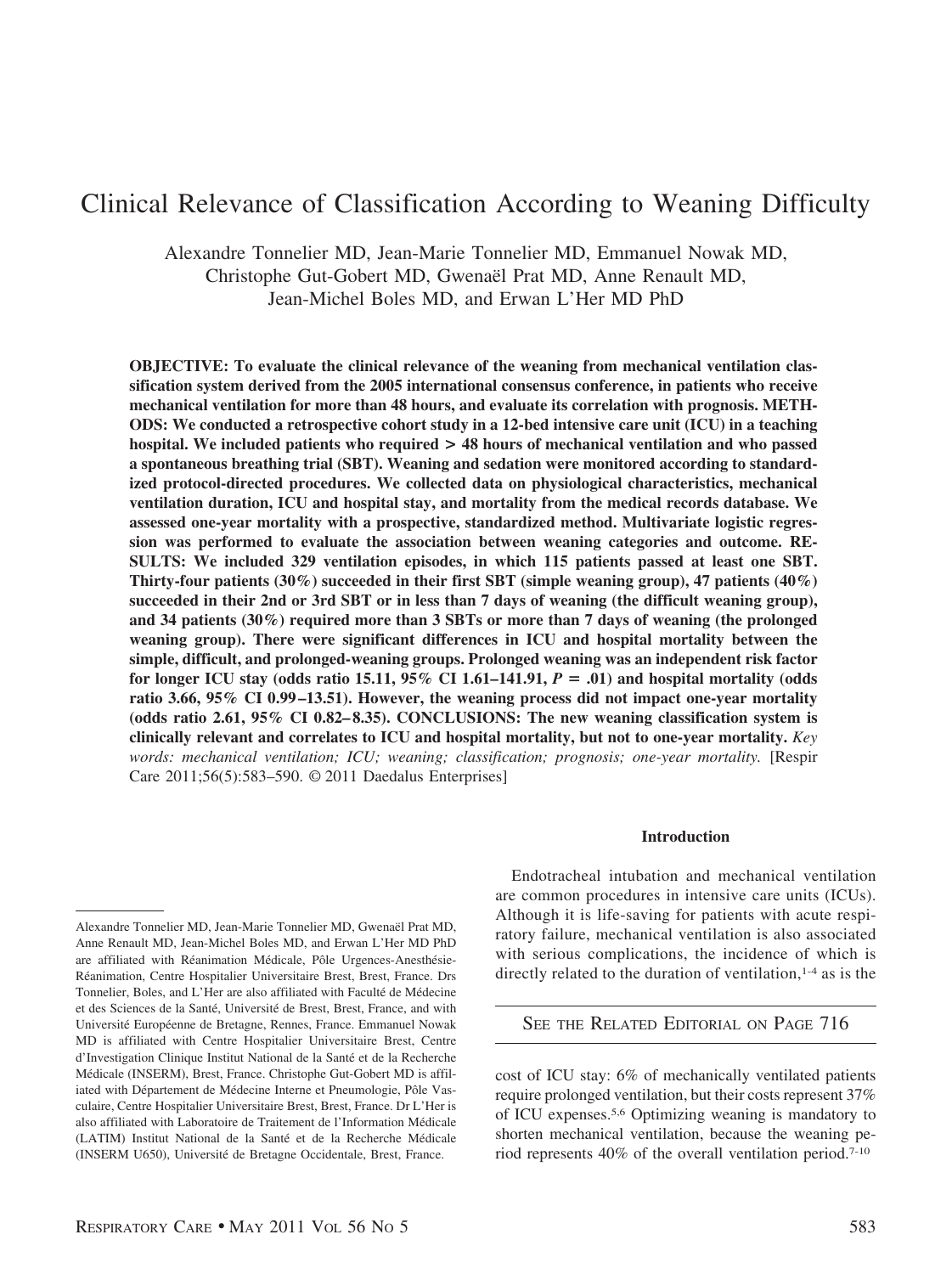# Clinical Relevance of Classification According to Weaning Difficulty

Alexandre Tonnelier MD, Jean-Marie Tonnelier MD, Emmanuel Nowak MD, Christophe Gut-Gobert MD, Gwenaël Prat MD, Anne Renault MD, Jean-Michel Boles MD, and Erwan L'Her MD PhD

**OBJECTIVE: To evaluate the clinical relevance of the weaning from mechanical ventilation classification system derived from the 2005 international consensus conference, in patients who receive mechanical ventilation for more than 48 hours, and evaluate its correlation with prognosis. METHODS: We conducted a retrospective cohort study in a 12-bed intensive care unit (ICU) in a teaching hospital. We included patients who required > 48 hours of mechanical ventilation and who passed a spontaneous breathing trial (SBT). Weaning and sedation were monitored according to standardized protocol-directed procedures. We collected data on physiological characteristics, mechanical ventilation duration, ICU and hospital stay, and mortality from the medical records database. We assessed one-year mortality with a prospective, standardized method. Multivariate logistic regression was performed to evaluate the association between weaning categories and outcome. RESULTS: We included 329 ventilation episodes, in which 115 patients passed at least one SBT. Thirty-four patients (30%) succeeded in their first SBT (simple weaning group), 47 patients (40%) succeeded in their 2nd or 3rd SBT or in less than 7 days of weaning (the difficult weaning group), and 34 patients (30%) required more than 3 SBTs or more than 7 days of weaning (the prolonged weaning group). There were significant differences in ICU and hospital mortality between the simple, difficult, and prolonged-weaning groups. Prolonged weaning was an independent risk factor for longer ICU stay (odds ratio 15.11, 95% CI 1.61–141.91, $P = .01$) and hospital mortality (odds ratio 3.66, 95% CI 0.99–13.51). However, the weaning process did not impact one-year mortality (odds ratio 2.61, 95% CI 0.82–8.35). CONCLUSIONS: The new weaning classification system is clinically relevant and correlates to ICU and hospital mortality, but not to one-year mortality.** *Key words: mechanical ventilation; ICU; weaning; classification; prognosis; one-year mortality.* [Respir Care 2011;56(5):583–590. © 2011 Daedalus Enterprises]

## Introduction

Endotracheal intubation and mechanical ventilation are common procedures in intensive care units (ICUs). Although it is life-saving for patients with acute respiratory failure, mechanical ventilation is also associated with serious complications, the incidence of which is directly related to the duration of ventilation,[1-4] as is the cost of ICU stay: 6% of mechanically ventilated patients require prolonged ventilation, but their costs represent 37% of ICU expenses.[5,6] Optimizing weaning is mandatory to shorten mechanical ventilation, because the weaning period represents 40% of the overall ventilation period.[7-10]

SEE THE RELATED EDITORIAL ON PAGE 716

Alexandre Tonnelier MD, Jean-Marie Tonnelier MD, Gwenaël Prat MD, Anne Renault MD, Jean-Michel Boles MD, and Erwan L'Her MD PhD are affiliated with Réanimation Médicale, Pôle Urgences-Anesthésie-Réanimation, Centre Hospitalier Universitaire Brest, Brest, France. Drs Tonnelier, Boles, and L'Her are also affiliated with Faculté de Médecine et des Sciences de la Santé, Université de Brest, Brest, France, and with Université Européenne de Bretagne, Rennes, France. Emmanuel Nowak MD is affiliated with Centre Hospitalier Universitaire Brest, Centre d'Investigation Clinique Institut National de la Santé et de la Recherche Médicale (INSERM), Brest, France. Christophe Gut-Gobert MD is affiliated with Département de Médecine Interne et Pneumologie, Pôle Vasculaire, Centre Hospitalier Universitaire Brest, Brest, France. Dr L'Her is also affiliated with Laboratoire de Traitement de l'Information Médicale (LATIM) Institut National de la Santé et de la Recherche Médicale (INSERM U650), Université de Bretagne Occidentale, Brest, France.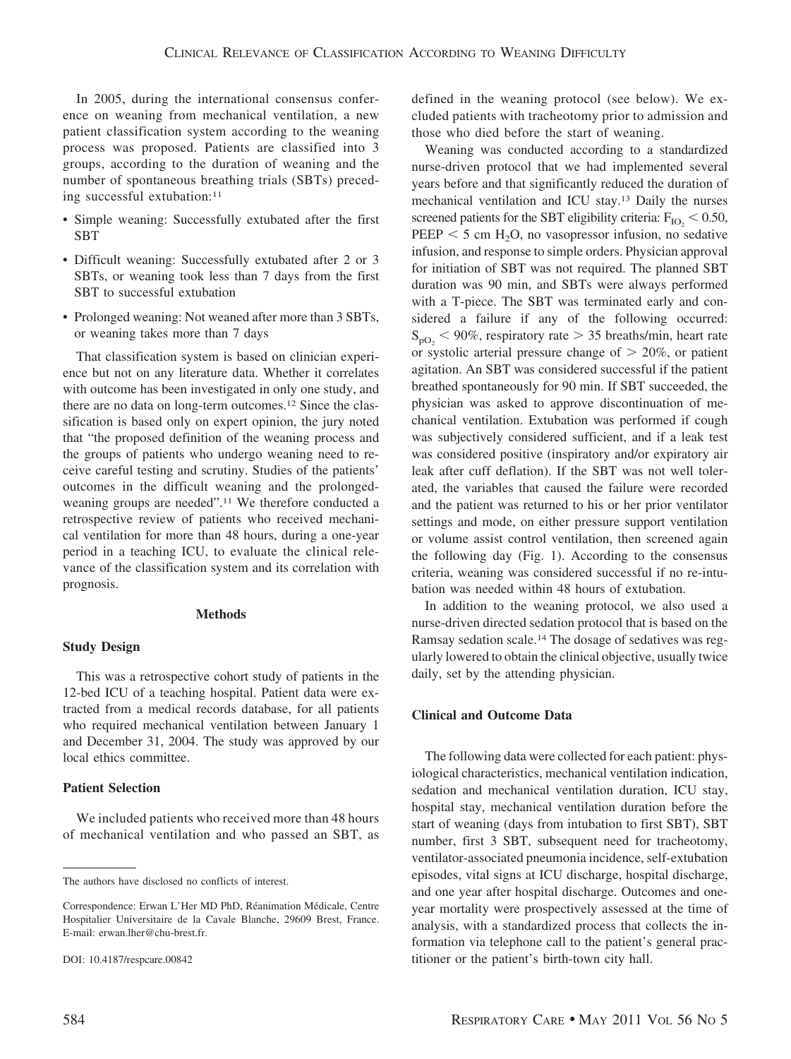In 2005, during the international consensus conference on weaning from mechanical ventilation, a new patient classification system according to the weaning process was proposed. Patients are classified into 3 groups, according to the duration of weaning and the number of spontaneous breathing trials (SBTs) preceding successful extubation:[11]

- Simple weaning: Successfully extubated after the first SBT
- Difficult weaning: Successfully extubated after 2 or 3 SBTs, or weaning took less than 7 days from the first SBT to successful extubation
- Prolonged weaning: Not weaned after more than 3 SBTs, or weaning takes more than 7 days

That classification system is based on clinician experience but not on any literature data. Whether it correlates with outcome has been investigated in only one study, and there are no data on long-term outcomes.[12] Since the classification is based only on expert opinion, the jury noted that "the proposed definition of the weaning process and the groups of patients who undergo weaning need to receive careful testing and scrutiny. Studies of the patients' outcomes in the difficult weaning and the prolonged-weaning groups are needed".[11] We therefore conducted a retrospective review of patients who received mechanical ventilation for more than 48 hours, during a one-year period in a teaching ICU, to evaluate the clinical relevance of the classification system and its correlation with prognosis.

## Methods

### Study Design

This was a retrospective cohort study of patients in the 12-bed ICU of a teaching hospital. Patient data were extracted from a medical records database, for all patients who required mechanical ventilation between January 1 and December 31, 2004. The study was approved by our local ethics committee.

### Patient Selection

We included patients who received more than 48 hours of mechanical ventilation and who passed an SBT, as defined in the weaning protocol (see below). We excluded patients with tracheotomy prior to admission and those who died before the start of weaning.

Weaning was conducted according to a standardized nurse-driven protocol that we had implemented several years before and that significantly reduced the duration of mechanical ventilation and ICU stay.[13] Daily the nurses screened patients for the SBT eligibility criteria: $F_{IO_2} < 0.50$, PEEP $< 5$ cm $H_2O$, no vasopressor infusion, no sedative infusion, and response to simple orders. Physician approval for initiation of SBT was not required. The planned SBT duration was 90 min, and SBTs were always performed with a T-piece. The SBT was terminated early and considered a failure if any of the following occurred: $S_{pO_2} < 90\%$, respiratory rate $> 35$ breaths/min, heart rate or systolic arterial pressure change of $> 20\%$, or patient agitation. An SBT was considered successful if the patient breathed spontaneously for 90 min. If SBT succeeded, the physician was asked to approve discontinuation of mechanical ventilation. Extubation was performed if cough was subjectively considered sufficient, and if a leak test was considered positive (inspiratory and/or expiratory air leak after cuff deflation). If the SBT was not well tolerated, the variables that caused the failure were recorded and the patient was returned to his or her prior ventilator settings and mode, on either pressure support ventilation or volume assist control ventilation, then screened again the following day (Fig. 1). According to the consensus criteria, weaning was considered successful if no re-intubation was needed within 48 hours of extubation.

In addition to the weaning protocol, we also used a nurse-driven directed sedation protocol that is based on the Ramsay sedation scale.[14] The dosage of sedatives was regularly lowered to obtain the clinical objective, usually twice daily, set by the attending physician.

### Clinical and Outcome Data

The following data were collected for each patient: physiological characteristics, mechanical ventilation indication, sedation and mechanical ventilation duration, ICU stay, hospital stay, mechanical ventilation duration before the start of weaning (days from intubation to first SBT), SBT number, first 3 SBT, subsequent need for tracheotomy, ventilator-associated pneumonia incidence, self-extubation episodes, vital signs at ICU discharge, hospital discharge, and one year after hospital discharge. Outcomes and one-year mortality were prospectively assessed at the time of analysis, with a standardized process that collects the information via telephone call to the patient's general practitioner or the patient's birth-town city hall.

---

The authors have disclosed no conflicts of interest.

Correspondence: Erwan L'Her MD PhD, Réanimation Médicale, Centre Hospitalier Universitaire de la Cavale Blanche, 29609 Brest, France. E-mail: erwan.lher@chu-brest.fr.

DOI: 10.4187/respcare.00842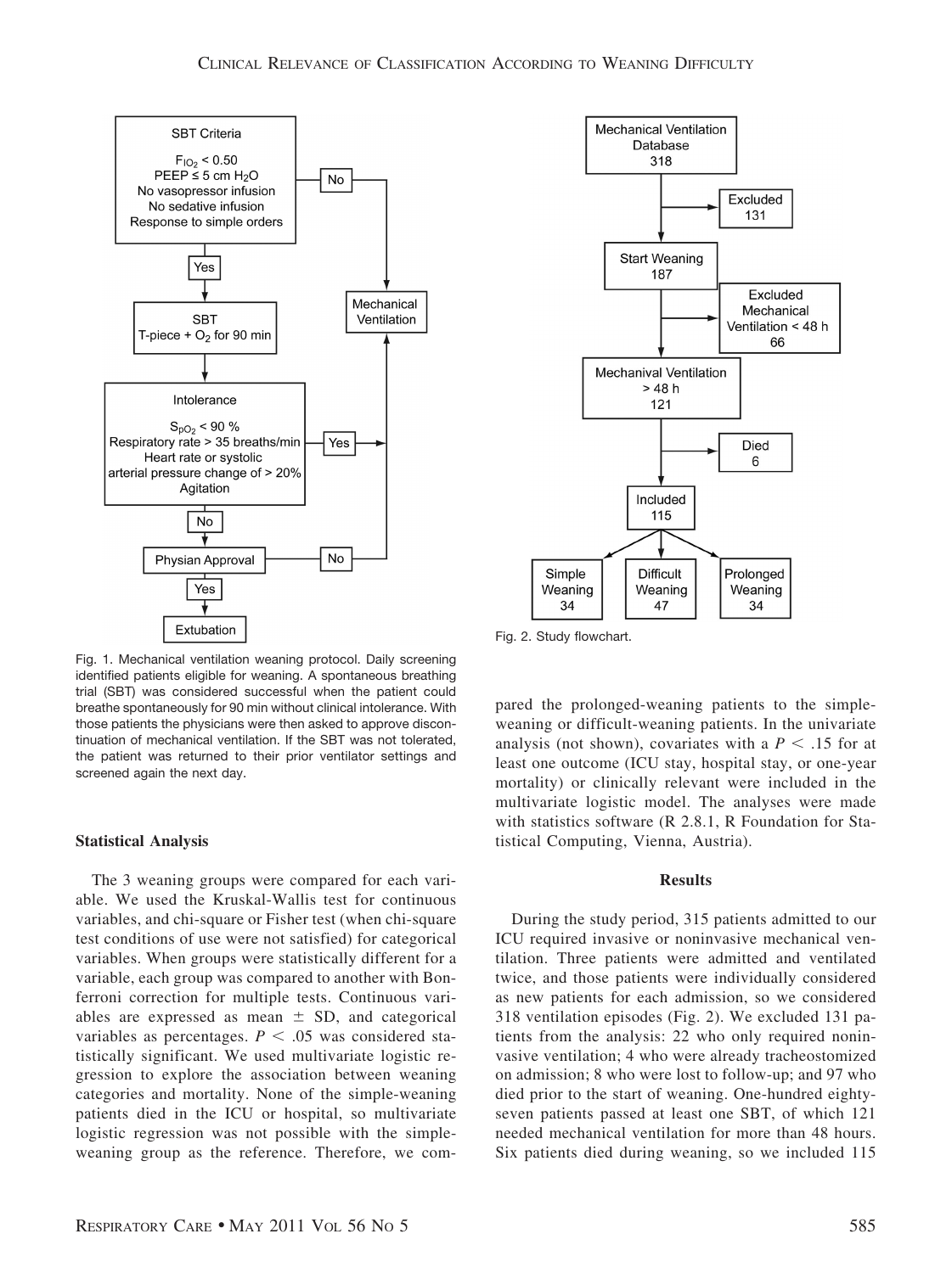Fig. 1. Mechanical ventilation weaning protocol. Daily screening identified patients eligible for weaning. A spontaneous breathing trial (SBT) was considered successful when the patient could breathe spontaneously for 90 min without clinical intolerance. With those patients the physicians were then asked to approve discontinuation of mechanical ventilation. If the SBT was not tolerated, the patient was returned to their prior ventilator settings and screened again the next day.

Fig. 2. Study flowchart.

### Statistical Analysis

The 3 weaning groups were compared for each variable. We used the Kruskal-Wallis test for continuous variables, and chi-square or Fisher test (when chi-square test conditions of use were not satisfied) for categorical variables. When groups were statistically different for a variable, each group was compared to another with Bonferroni correction for multiple tests. Continuous variables are expressed as mean ± SD, and categorical variables as percentages. $P < .05$ was considered statistically significant. We used multivariate logistic regression to explore the association between weaning categories and mortality. None of the simple-weaning patients died in the ICU or hospital, so multivariate logistic regression was not possible with the simple-weaning group as the reference. Therefore, we compared the prolonged-weaning patients to the simple-weaning or difficult-weaning patients. In the univariate analysis (not shown), covariates with a $P < .15$ for at least one outcome (ICU stay, hospital stay, or one-year mortality) or clinically relevant were included in the multivariate logistic model. The analyses were made with statistics software (R 2.8.1, R Foundation for Statistical Computing, Vienna, Austria).

## Results

During the study period, 315 patients admitted to our ICU required invasive or noninvasive mechanical ventilation. Three patients were admitted and ventilated twice, and those patients were individually considered as new patients for each admission, so we considered 318 ventilation episodes (Fig. 2). We excluded 131 patients from the analysis: 22 who only required noninvasive ventilation; 4 who were already tracheostomized on admission; 8 who were lost to follow-up; and 97 who died prior to the start of weaning. One-hundred eighty-seven patients passed at least one SBT, of which 121 needed mechanical ventilation for more than 48 hours. Six patients died during weaning, so we included 115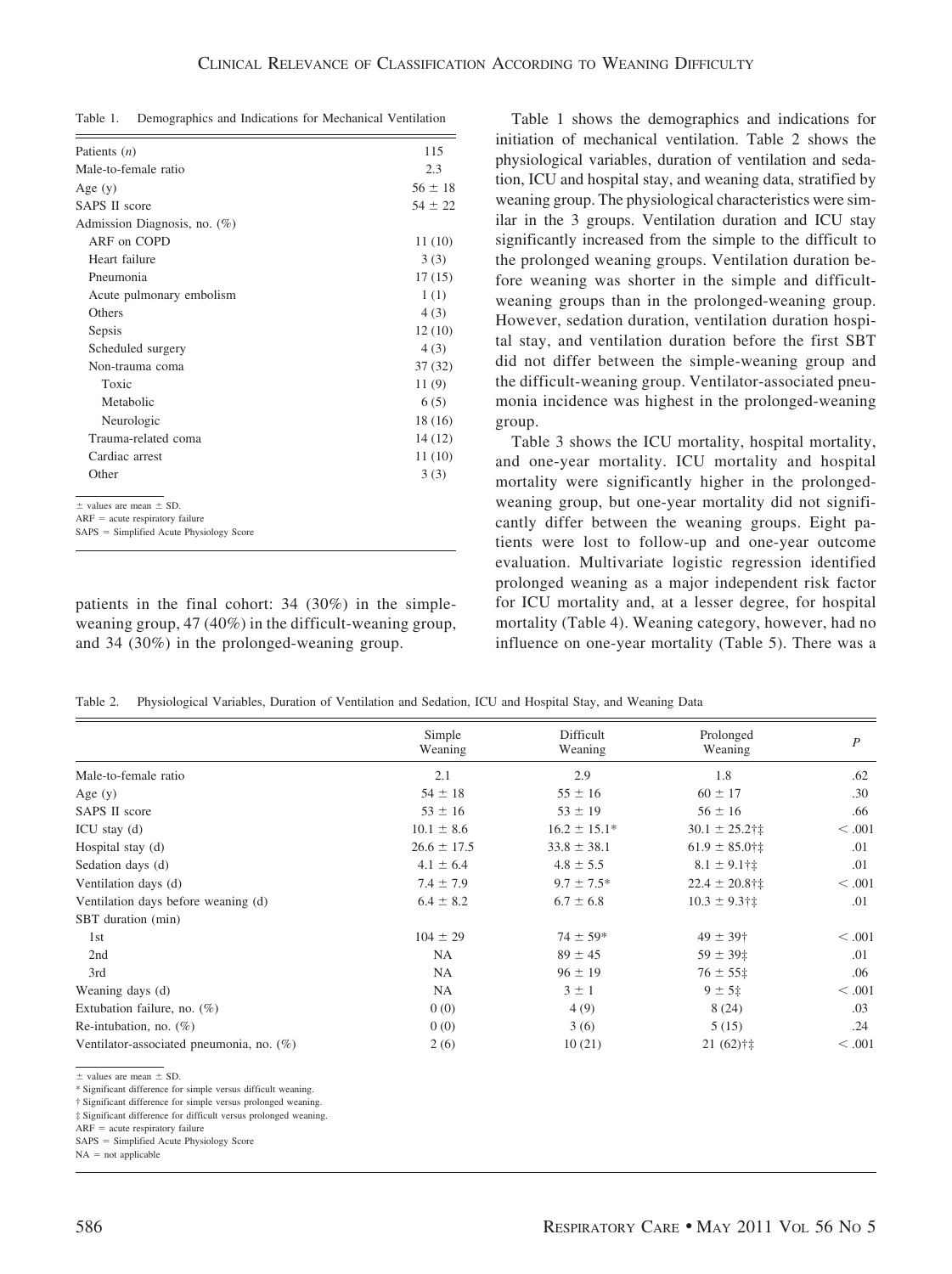Table 1. Demographics and Indications for Mechanical Ventilation

| | |
|---|---|
| Patients (*n*) | 115 |
| Male-to-female ratio | 2.3 |
| Age (y) | 56 ± 18 |
| SAPS II score | 54 ± 22 |
| Admission Diagnosis, no. (%) | |
| ARF on COPD | 11 (10) |
| Heart failure | 3 (3) |
| Pneumonia | 17 (15) |
| Acute pulmonary embolism | 1 (1) |
| Others | 4 (3) |
| Sepsis | 12 (10) |
| Scheduled surgery | 4 (3) |
| Non-trauma coma | 37 (32) |
| Toxic | 11 (9) |
| Metabolic | 6 (5) |
| Neurologic | 18 (16) |
| Trauma-related coma | 14 (12) |
| Cardiac arrest | 11 (10) |
| Other | 3 (3) |

± values are mean ± SD.
ARF = acute respiratory failure
SAPS = Simplified Acute Physiology Score

patients in the final cohort: 34 (30%) in the simple-weaning group, 47 (40%) in the difficult-weaning group, and 34 (30%) in the prolonged-weaning group.

Table 1 shows the demographics and indications for initiation of mechanical ventilation. Table 2 shows the physiological variables, duration of ventilation and sedation, ICU and hospital stay, and weaning data, stratified by weaning group. The physiological characteristics were similar in the 3 groups. Ventilation duration and ICU stay significantly increased from the simple to the difficult to the prolonged weaning groups. Ventilation duration before weaning was shorter in the simple and difficult-weaning groups than in the prolonged-weaning group. However, sedation duration, ventilation duration hospital stay, and ventilation duration before the first SBT did not differ between the simple-weaning group and the difficult-weaning group. Ventilator-associated pneumonia incidence was highest in the prolonged-weaning group.

Table 3 shows the ICU mortality, hospital mortality, and one-year mortality. ICU mortality and hospital mortality were significantly higher in the prolonged-weaning group, but one-year mortality did not significantly differ between the weaning groups. Eight patients were lost to follow-up and one-year outcome evaluation. Multivariate logistic regression identified prolonged weaning as a major independent risk factor for ICU mortality and, at a lesser degree, for hospital mortality (Table 4). Weaning category, however, had no influence on one-year mortality (Table 5). There was a

Table 2. Physiological Variables, Duration of Ventilation and Sedation, ICU and Hospital Stay, and Weaning Data

| | Simple Weaning | Difficult Weaning | Prolonged Weaning | *P* |
|---|---|---|---|---|
| Male-to-female ratio | 2.1 | 2.9 | 1.8 | .62 |
| Age (y) | 54 ± 18 | 55 ± 16 | 60 ± 17 | .30 |
| SAPS II score | 53 ± 16 | 53 ± 19 | 56 ± 16 | .66 |
| ICU stay (d) | 10.1 ± 8.6 | 16.2 ± 15.1* | 30.1 ± 25.2†‡ | < .001 |
| Hospital stay (d) | 26.6 ± 17.5 | 33.8 ± 38.1 | 61.9 ± 85.0†‡ | .01 |
| Sedation days (d) | 4.1 ± 6.4 | 4.8 ± 5.5 | 8.1 ± 9.1†‡ | .01 |
| Ventilation days (d) | 7.4 ± 7.9 | 9.7 ± 7.5* | 22.4 ± 20.8†‡ | < .001 |
| Ventilation days before weaning (d) | 6.4 ± 8.2 | 6.7 ± 6.8 | 10.3 ± 9.3†‡ | .01 |
| SBT duration (min) | | | | |
| 1st | 104 ± 29 | 74 ± 59* | 49 ± 39† | < .001 |
| 2nd | NA | 89 ± 45 | 59 ± 39‡ | .01 |
| 3rd | NA | 96 ± 19 | 76 ± 55‡ | .06 |
| Weaning days (d) | NA | 3 ± 1 | 9 ± 5‡ | < .001 |
| Extubation failure, no. (%) | 0 (0) | 4 (9) | 8 (24) | .03 |
| Re-intubation, no. (%) | 0 (0) | 3 (6) | 5 (15) | .24 |
| Ventilator-associated pneumonia, no. (%) | 2 (6) | 10 (21) | 21 (62)†‡ | < .001 |

± values are mean ± SD.
* Significant difference for simple versus difficult weaning.
† Significant difference for simple versus prolonged weaning.
‡ Significant difference for difficult versus prolonged weaning.
ARF = acute respiratory failure
SAPS = Simplified Acute Physiology Score
NA = not applicable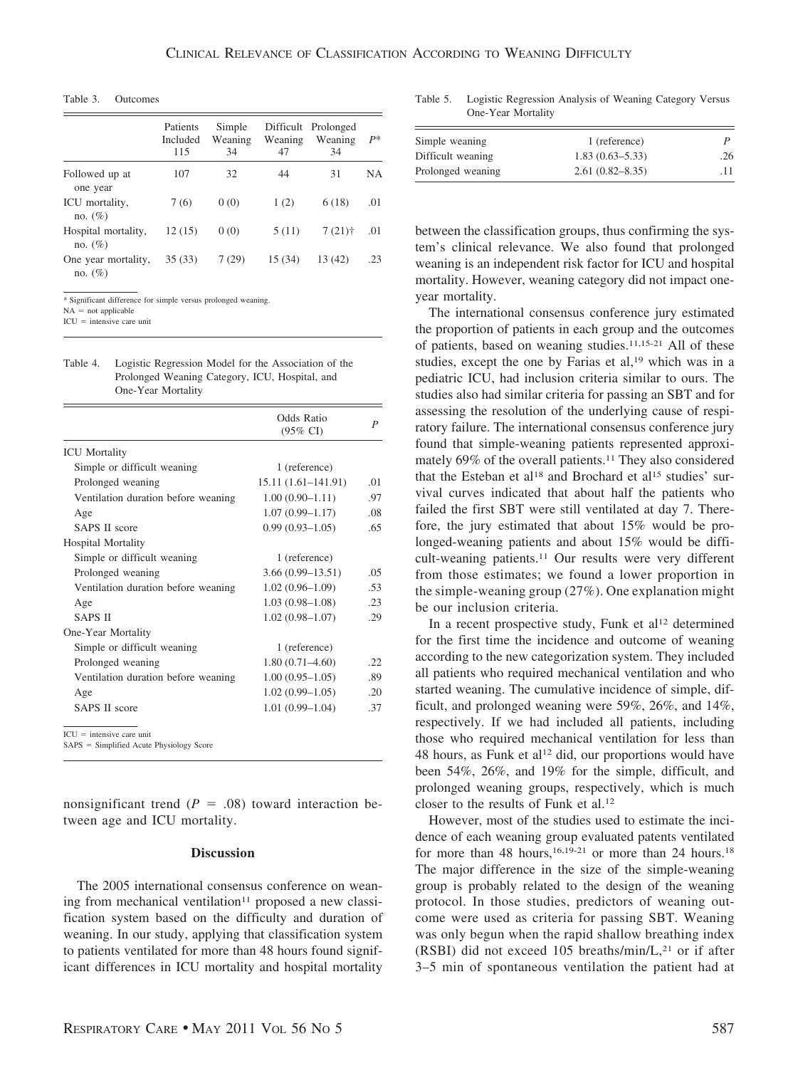Table 3. Outcomes

| | Patients Included 115 | Simple Weaning 34 | Difficult Weaning 47 | Prolonged Weaning 34 | $P$* |
|---|---|---|---|---|---|
| Followed up at one year | 107 | 32 | 44 | 31 | NA |
| ICU mortality, no. (%) | 7 (6) | 0 (0) | 1 (2) | 6 (18) | .01 |
| Hospital mortality, no. (%) | 12 (15) | 0 (0) | 5 (11) | 7 (21)† | .01 |
| One year mortality, no. (%) | 35 (33) | 7 (29) | 15 (34) | 13 (42) | .23 |

\* Significant difference for simple versus prolonged weaning.
NA = not applicable
ICU = intensive care unit

Table 4. Logistic Regression Model for the Association of the Prolonged Weaning Category, ICU, Hospital, and One-Year Mortality

| | Odds Ratio (95% CI) | $P$ |
|---|---|---|
| ICU Mortality | | |
| Simple or difficult weaning | 1 (reference) | |
| Prolonged weaning | 15.11 (1.61–141.91) | .01 |
| Ventilation duration before weaning | 1.00 (0.90–1.11) | .97 |
| Age | 1.07 (0.99–1.17) | .08 |
| SAPS II score | 0.99 (0.93–1.05) | .65 |
| Hospital Mortality | | |
| Simple or difficult weaning | 1 (reference) | |
| Prolonged weaning | 3.66 (0.99–13.51) | .05 |
| Ventilation duration before weaning | 1.02 (0.96–1.09) | .53 |
| Age | 1.03 (0.98–1.08) | .23 |
| SAPS II | 1.02 (0.98–1.07) | .29 |
| One-Year Mortality | | |
| Simple or difficult weaning | 1 (reference) | |
| Prolonged weaning | 1.80 (0.71–4.60) | .22 |
| Ventilation duration before weaning | 1.00 (0.95–1.05) | .89 |
| Age | 1.02 (0.99–1.05) | .20 |
| SAPS II score | 1.01 (0.99–1.04) | .37 |

ICU = intensive care unit
SAPS = Simplified Acute Physiology Score

nonsignificant trend ($P = .08$) toward interaction between age and ICU mortality.

## Discussion

The 2005 international consensus conference on weaning from mechanical ventilation[11] proposed a new classification system based on the difficulty and duration of weaning. In our study, applying that classification system to patients ventilated for more than 48 hours found significant differences in ICU mortality and hospital mortality between the classification groups, thus confirming the system's clinical relevance. We also found that prolonged weaning is an independent risk factor for ICU and hospital mortality. However, weaning category did not impact one-year mortality.

Table 5. Logistic Regression Analysis of Weaning Category Versus One-Year Mortality

| | | $P$ |
|---|---|---|
| Simple weaning | 1 (reference) | |
| Difficult weaning | 1.83 (0.63–5.33) | .26 |
| Prolonged weaning | 2.61 (0.82–8.35) | .11 |

The international consensus conference jury estimated the proportion of patients in each group and the outcomes of patients, based on weaning studies.[11,15-21] All of these studies, except the one by Farias et al,[19] which was in a pediatric ICU, had inclusion criteria similar to ours. The studies also had similar criteria for passing an SBT and for assessing the resolution of the underlying cause of respiratory failure. The international consensus conference jury found that simple-weaning patients represented approximately 69% of the overall patients.[11] They also considered that the Esteban et al[18] and Brochard et al[15] studies' survival curves indicated that about half the patients who failed the first SBT were still ventilated at day 7. Therefore, the jury estimated that about 15% would be prolonged-weaning patients and about 15% would be difficult-weaning patients.[11] Our results were very different from those estimates; we found a lower proportion in the simple-weaning group (27%). One explanation might be our inclusion criteria.

In a recent prospective study, Funk et al[12] determined for the first time the incidence and outcome of weaning according to the new categorization system. They included all patients who required mechanical ventilation and who started weaning. The cumulative incidence of simple, difficult, and prolonged weaning were 59%, 26%, and 14%, respectively. If we had included all patients, including those who required mechanical ventilation for less than 48 hours, as Funk et al[12] did, our proportions would have been 54%, 26%, and 19% for the simple, difficult, and prolonged weaning groups, respectively, which is much closer to the results of Funk et al.[12]

However, most of the studies used to estimate the incidence of each weaning group evaluated patents ventilated for more than 48 hours,[16,19-21] or more than 24 hours.[18] The major difference in the size of the simple-weaning group is probably related to the design of the weaning protocol. In those studies, predictors of weaning outcome were used as criteria for passing SBT. Weaning was only begun when the rapid shallow breathing index (RSBI) did not exceed 105 breaths/min/L,[21] or if after 3–5 min of spontaneous ventilation the patient had at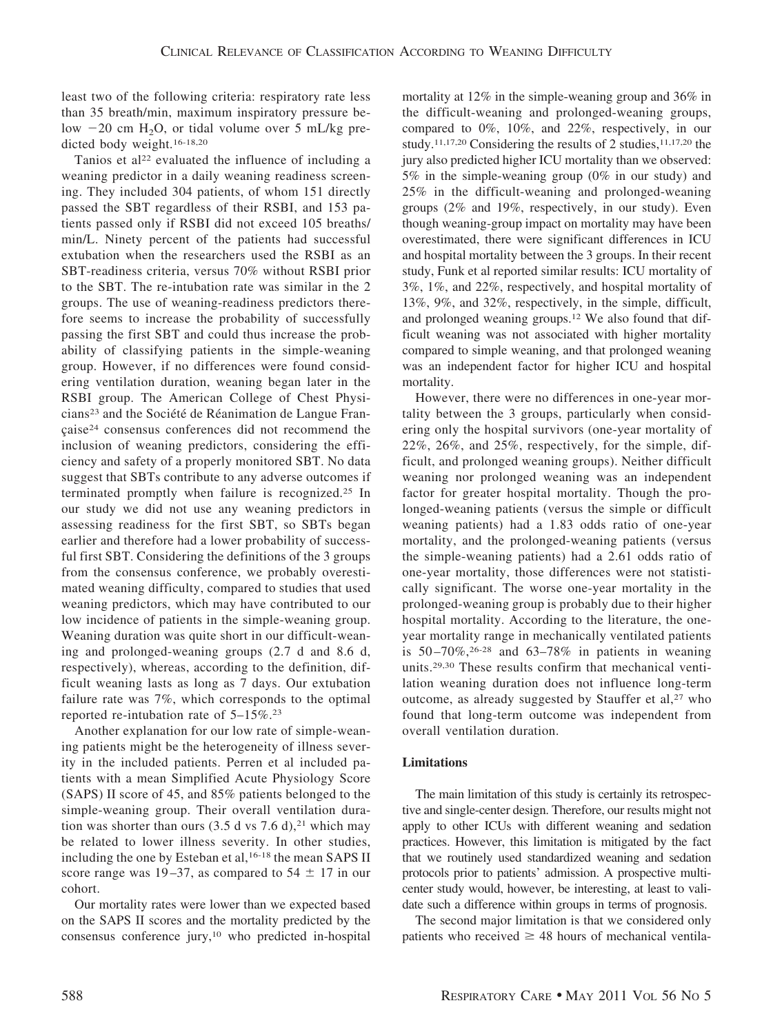least two of the following criteria: respiratory rate less than 35 breath/min, maximum inspiratory pressure below $-20$ cm $H_2O$, or tidal volume over 5 mL/kg predicted body weight.[16-18,20]

Tanios et al[22] evaluated the influence of including a weaning predictor in a daily weaning readiness screening. They included 304 patients, of whom 151 directly passed the SBT regardless of their RSBI, and 153 patients passed only if RSBI did not exceed 105 breaths/min/L. Ninety percent of the patients had successful extubation when the researchers used the RSBI as an SBT-readiness criteria, versus 70% without RSBI prior to the SBT. The re-intubation rate was similar in the 2 groups. The use of weaning-readiness predictors therefore seems to increase the probability of successfully passing the first SBT and could thus increase the probability of classifying patients in the simple-weaning group. However, if no differences were found considering ventilation duration, weaning began later in the RSBI group. The American College of Chest Physicians[23] and the Société de Réanimation de Langue Française[24] consensus conferences did not recommend the inclusion of weaning predictors, considering the efficiency and safety of a properly monitored SBT. No data suggest that SBTs contribute to any adverse outcomes if terminated promptly when failure is recognized.[25] In our study we did not use any weaning predictors in assessing readiness for the first SBT, so SBTs began earlier and therefore had a lower probability of successful first SBT. Considering the definitions of the 3 groups from the consensus conference, we probably overestimated weaning difficulty, compared to studies that used weaning predictors, which may have contributed to our low incidence of patients in the simple-weaning group. Weaning duration was quite short in our difficult-weaning and prolonged-weaning groups (2.7 d and 8.6 d, respectively), whereas, according to the definition, difficult weaning lasts as long as 7 days. Our extubation failure rate was 7%, which corresponds to the optimal reported re-intubation rate of 5–15%.[23]

Another explanation for our low rate of simple-weaning patients might be the heterogeneity of illness severity in the included patients. Perren et al included patients with a mean Simplified Acute Physiology Score (SAPS) II score of 45, and 85% patients belonged to the simple-weaning group. Their overall ventilation duration was shorter than ours (3.5 d vs 7.6 d),[21] which may be related to lower illness severity. In other studies, including the one by Esteban et al,[16-18] the mean SAPS II score range was 19–37, as compared to $54 \pm 17$ in our cohort.

Our mortality rates were lower than we expected based on the SAPS II scores and the mortality predicted by the consensus conference jury,[10] who predicted in-hospital mortality at 12% in the simple-weaning group and 36% in the difficult-weaning and prolonged-weaning groups, compared to 0%, 10%, and 22%, respectively, in our study.[11,17,20] Considering the results of 2 studies,[11,17,20] the jury also predicted higher ICU mortality than we observed: 5% in the simple-weaning group (0% in our study) and 25% in the difficult-weaning and prolonged-weaning groups (2% and 19%, respectively, in our study). Even though weaning-group impact on mortality may have been overestimated, there were significant differences in ICU and hospital mortality between the 3 groups. In their recent study, Funk et al reported similar results: ICU mortality of 3%, 1%, and 22%, respectively, and hospital mortality of 13%, 9%, and 32%, respectively, in the simple, difficult, and prolonged weaning groups.[12] We also found that difficult weaning was not associated with higher mortality compared to simple weaning, and that prolonged weaning was an independent factor for higher ICU and hospital mortality.

However, there were no differences in one-year mortality between the 3 groups, particularly when considering only the hospital survivors (one-year mortality of 22%, 26%, and 25%, respectively, for the simple, difficult, and prolonged weaning groups). Neither difficult weaning nor prolonged weaning was an independent factor for greater hospital mortality. Though the prolonged-weaning patients (versus the simple or difficult weaning patients) had a 1.83 odds ratio of one-year mortality, and the prolonged-weaning patients (versus the simple-weaning patients) had a 2.61 odds ratio of one-year mortality, those differences were not statistically significant. The worse one-year mortality in the prolonged-weaning group is probably due to their higher hospital mortality. According to the literature, the one-year mortality range in mechanically ventilated patients is 50–70%,[26-28] and 63–78% in patients in weaning units.[29,30] These results confirm that mechanical ventilation weaning duration does not influence long-term outcome, as already suggested by Stauffer et al,[27] who found that long-term outcome was independent from overall ventilation duration.

## Limitations

The main limitation of this study is certainly its retrospective and single-center design. Therefore, our results might not apply to other ICUs with different weaning and sedation practices. However, this limitation is mitigated by the fact that we routinely used standardized weaning and sedation protocols prior to patients' admission. A prospective multicenter study would, however, be interesting, at least to validate such a difference within groups in terms of prognosis.

The second major limitation is that we considered only patients who received $\geq 48$ hours of mechanical ventila-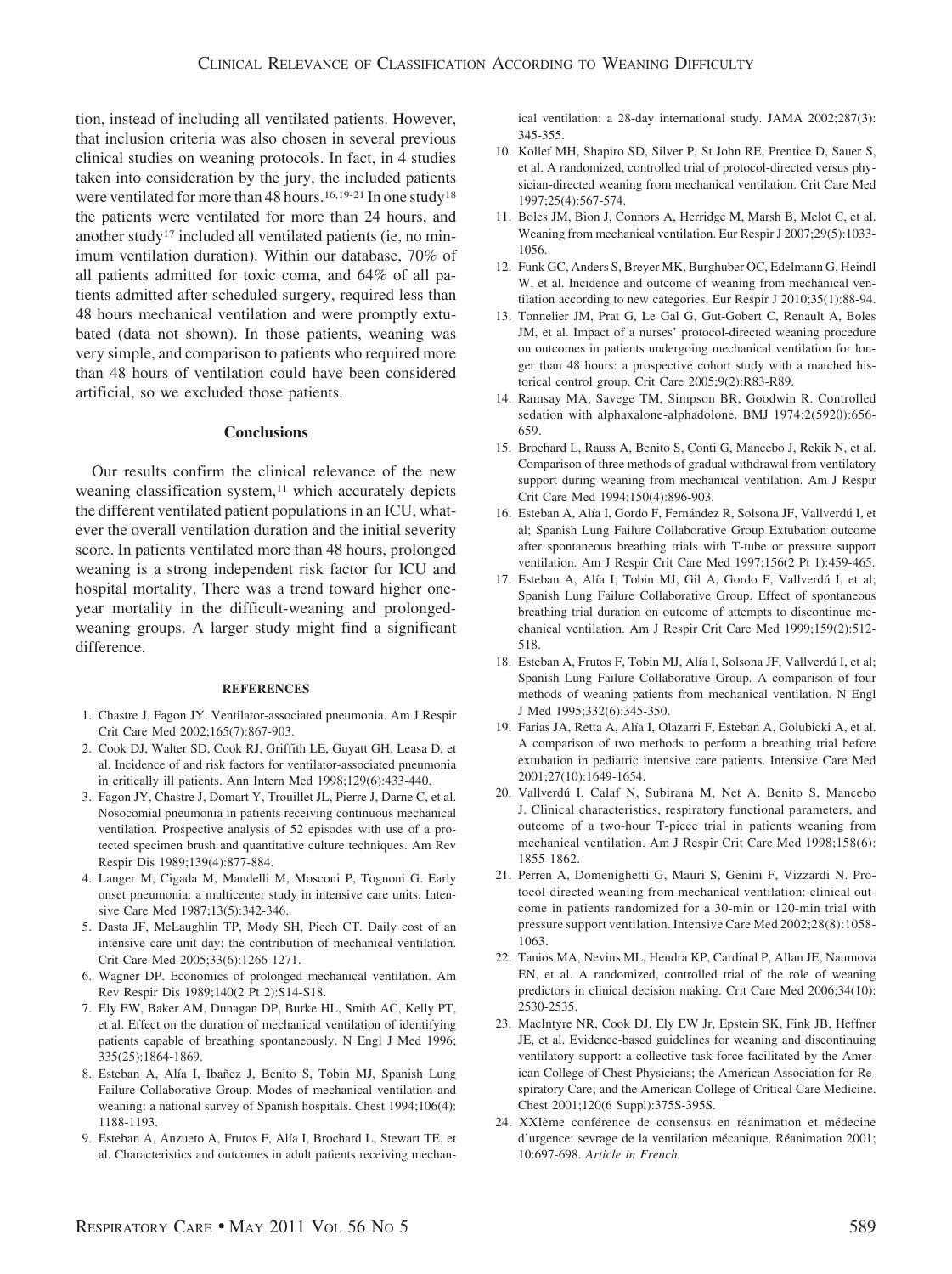tion, instead of including all ventilated patients. However, that inclusion criteria was also chosen in several previous clinical studies on weaning protocols. In fact, in 4 studies taken into consideration by the jury, the included patients were ventilated for more than 48 hours.[16,19-21] In one study[18] the patients were ventilated for more than 24 hours, and another study[17] included all ventilated patients (ie, no minimum ventilation duration). Within our database, 70% of all patients admitted for toxic coma, and 64% of all patients admitted after scheduled surgery, required less than 48 hours mechanical ventilation and were promptly extubated (data not shown). In those patients, weaning was very simple, and comparison to patients who required more than 48 hours of ventilation could have been considered artificial, so we excluded those patients.

## Conclusions

Our results confirm the clinical relevance of the new weaning classification system,[11] which accurately depicts the different ventilated patient populations in an ICU, whatever the overall ventilation duration and the initial severity score. In patients ventilated more than 48 hours, prolonged weaning is a strong independent risk factor for ICU and hospital mortality. There was a trend toward higher one-year mortality in the difficult-weaning and prolonged-weaning groups. A larger study might find a significant difference.

### REFERENCES

1. Chastre J, Fagon JY. Ventilator-associated pneumonia. Am J Respir Crit Care Med 2002;165(7):867-903.
2. Cook DJ, Walter SD, Cook RJ, Griffith LE, Guyatt GH, Leasa D, et al. Incidence of and risk factors for ventilator-associated pneumonia in critically ill patients. Ann Intern Med 1998;129(6):433-440.
3. Fagon JY, Chastre J, Domart Y, Trouillet JL, Pierre J, Darne C, et al. Nosocomial pneumonia in patients receiving continuous mechanical ventilation. Prospective analysis of 52 episodes with use of a protected specimen brush and quantitative culture techniques. Am Rev Respir Dis 1989;139(4):877-884.
4. Langer M, Cigada M, Mandelli M, Mosconi P, Tognoni G. Early onset pneumonia: a multicenter study in intensive care units. Intensive Care Med 1987;13(5):342-346.
5. Dasta JF, McLaughlin TP, Mody SH, Piech CT. Daily cost of an intensive care unit day: the contribution of mechanical ventilation. Crit Care Med 2005;33(6):1266-1271.
6. Wagner DP. Economics of prolonged mechanical ventilation. Am Rev Respir Dis 1989;140(2 Pt 2):S14-S18.
7. Ely EW, Baker AM, Dunagan DP, Burke HL, Smith AC, Kelly PT, et al. Effect on the duration of mechanical ventilation of identifying patients capable of breathing spontaneously. N Engl J Med 1996; 335(25):1864-1869.
8. Esteban A, Alía I, Ibañez J, Benito S, Tobin MJ, Spanish Lung Failure Collaborative Group. Modes of mechanical ventilation and weaning: a national survey of Spanish hospitals. Chest 1994;106(4): 1188-1193.
9. Esteban A, Anzueto A, Frutos F, Alía I, Brochard L, Stewart TE, et al. Characteristics and outcomes in adult patients receiving mechanical ventilation: a 28-day international study. JAMA 2002;287(3): 345-355.
10. Kollef MH, Shapiro SD, Silver P, St John RE, Prentice D, Sauer S, et al. A randomized, controlled trial of protocol-directed versus physician-directed weaning from mechanical ventilation. Crit Care Med 1997;25(4):567-574.
11. Boles JM, Bion J, Connors A, Herridge M, Marsh B, Melot C, et al. Weaning from mechanical ventilation. Eur Respir J 2007;29(5):1033-1056.
12. Funk GC, Anders S, Breyer MK, Burghuber OC, Edelmann G, Heindl W, et al. Incidence and outcome of weaning from mechanical ventilation according to new categories. Eur Respir J 2010;35(1):88-94.
13. Tonnelier JM, Prat G, Le Gal G, Gut-Gobert C, Renault A, Boles JM, et al. Impact of a nurses' protocol-directed weaning procedure on outcomes in patients undergoing mechanical ventilation for longer than 48 hours: a prospective cohort study with a matched historical control group. Crit Care 2005;9(2):R83-R89.
14. Ramsay MA, Savege TM, Simpson BR, Goodwin R. Controlled sedation with alphaxalone-alphadolone. BMJ 1974;2(5920):656-659.
15. Brochard L, Rauss A, Benito S, Conti G, Mancebo J, Rekik N, et al. Comparison of three methods of gradual withdrawal from ventilatory support during weaning from mechanical ventilation. Am J Respir Crit Care Med 1994;150(4):896-903.
16. Esteban A, Alía I, Gordo F, Fernández R, Solsona JF, Vallverdú I, et al; Spanish Lung Failure Collaborative Group Extubation outcome after spontaneous breathing trials with T-tube or pressure support ventilation. Am J Respir Crit Care Med 1997;156(2 Pt 1):459-465.
17. Esteban A, Alía I, Tobin MJ, Gil A, Gordo F, Vallverdú I, et al; Spanish Lung Failure Collaborative Group. Effect of spontaneous breathing trial duration on outcome of attempts to discontinue mechanical ventilation. Am J Respir Crit Care Med 1999;159(2):512-518.
18. Esteban A, Frutos F, Tobin MJ, Alía I, Solsona JF, Vallverdú I, et al; Spanish Lung Failure Collaborative Group. A comparison of four methods of weaning patients from mechanical ventilation. N Engl J Med 1995;332(6):345-350.
19. Farias JA, Retta A, Alía I, Olazarri F, Esteban A, Golubicki A, et al. A comparison of two methods to perform a breathing trial before extubation in pediatric intensive care patients. Intensive Care Med 2001;27(10):1649-1654.
20. Vallverdú I, Calaf N, Subirana M, Net A, Benito S, Mancebo J. Clinical characteristics, respiratory functional parameters, and outcome of a two-hour T-piece trial in patients weaning from mechanical ventilation. Am J Respir Crit Care Med 1998;158(6): 1855-1862.
21. Perren A, Domenighetti G, Mauri S, Genini F, Vizzardi N. Protocol-directed weaning from mechanical ventilation: clinical outcome in patients randomized for a 30-min or 120-min trial with pressure support ventilation. Intensive Care Med 2002;28(8):1058-1063.
22. Tanios MA, Nevins ML, Hendra KP, Cardinal P, Allan JE, Naumova EN, et al. A randomized, controlled trial of the role of weaning predictors in clinical decision making. Crit Care Med 2006;34(10): 2530-2535.
23. MacIntyre NR, Cook DJ, Ely EW Jr, Epstein SK, Fink JB, Heffner JE, et al. Evidence-based guidelines for weaning and discontinuing ventilatory support: a collective task force facilitated by the American College of Chest Physicians; the American Association for Respiratory Care; and the American College of Critical Care Medicine. Chest 2001;120(6 Suppl):375S-395S.
24. XXIème conférence de consensus en réanimation et médecine d'urgence: sevrage de la ventilation mécanique. Réanimation 2001; 10:697-698. *Article in French.*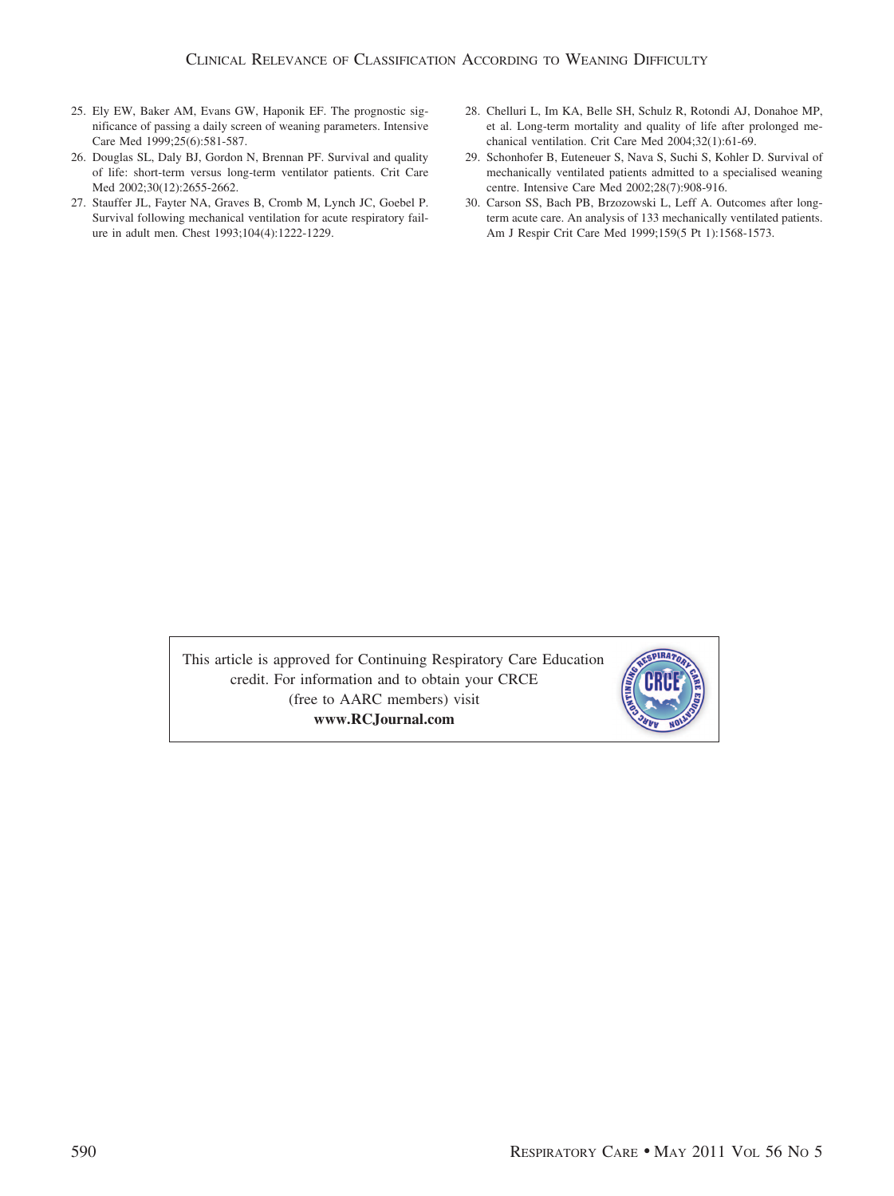25. Ely EW, Baker AM, Evans GW, Haponik EF. The prognostic significance of passing a daily screen of weaning parameters. Intensive Care Med 1999;25(6):581-587.
26. Douglas SL, Daly BJ, Gordon N, Brennan PF. Survival and quality of life: short-term versus long-term ventilator patients. Crit Care Med 2002;30(12):2655-2662.
27. Stauffer JL, Fayter NA, Graves B, Cromb M, Lynch JC, Goebel P. Survival following mechanical ventilation for acute respiratory failure in adult men. Chest 1993;104(4):1222-1229.
28. Chelluri L, Im KA, Belle SH, Schulz R, Rotondi AJ, Donahoe MP, et al. Long-term mortality and quality of life after prolonged mechanical ventilation. Crit Care Med 2004;32(1):61-69.
29. Schonhofer B, Euteneuer S, Nava S, Suchi S, Kohler D. Survival of mechanically ventilated patients admitted to a specialised weaning centre. Intensive Care Med 2002;28(7):908-916.
30. Carson SS, Bach PB, Brzozowski L, Leff A. Outcomes after long-term acute care. An analysis of 133 mechanically ventilated patients. Am J Respir Crit Care Med 1999;159(5 Pt 1):1568-1573.

This article is approved for Continuing Respiratory Care Education credit. For information and to obtain your CRCE (free to AARC members) visit **www.RCJournal.com**